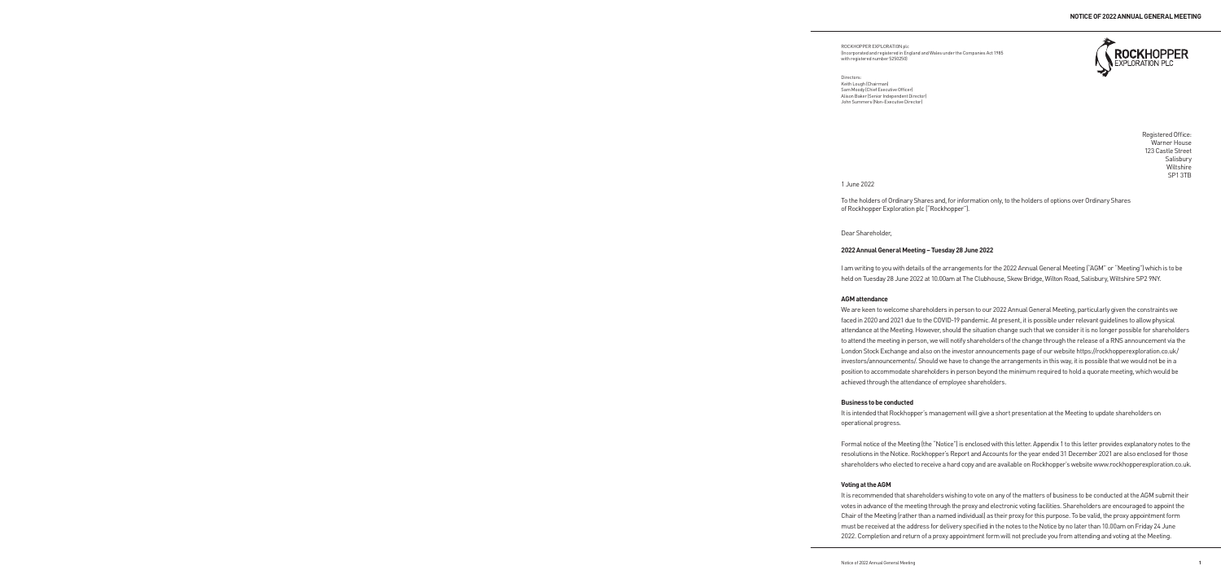ROCKHOPPER EXPLORATION plc
(Incorporated and registered in England and Wales under the Companies Act 1985 with registered number 5250250)

Directors:
Keith Lough (Chairman)
Sam Moody (Chief Executive Officer)
Alison Baker (Senior Independent Director)
John Summers (Non-Executive Director)

Registered Office:
Warner House
123 Castle Street
Salisbury
Wiltshire
SP1 3TB

1 June 2022

To the holders of Ordinary Shares and, for information only, to the holders of options over Ordinary Shares of Rockhopper Exploration plc ("Rockhopper").

Dear Shareholder,

**2022 Annual General Meeting – Tuesday 28 June 2022**

I am writing to you with details of the arrangements for the 2022 Annual General Meeting ("AGM" or "Meeting") which is to be held on Tuesday 28 June 2022 at 10.00am at The Clubhouse, Skew Bridge, Wilton Road, Salisbury, Wiltshire SP2 9NY.

**AGM attendance**

We are keen to welcome shareholders in person to our 2022 Annual General Meeting, particularly given the constraints we faced in 2020 and 2021 due to the COVID-19 pandemic. At present, it is possible under relevant guidelines to allow physical attendance at the Meeting. However, should the situation change such that we consider it is no longer possible for shareholders to attend the meeting in person, we will notify shareholders of the change through the release of a RNS announcement via the London Stock Exchange and also on the investor announcements page of our website https://rockhopperexploration.co.uk/investors/announcements/. Should we have to change the arrangements in this way, it is possible that we would not be in a position to accommodate shareholders in person beyond the minimum required to hold a quorate meeting, which would be achieved through the attendance of employee shareholders.

**Business to be conducted**

It is intended that Rockhopper's management will give a short presentation at the Meeting to update shareholders on operational progress.

Formal notice of the Meeting (the "Notice") is enclosed with this letter. Appendix 1 to this letter provides explanatory notes to the resolutions in the Notice. Rockhopper's Report and Accounts for the year ended 31 December 2021 are also enclosed for those shareholders who elected to receive a hard copy and are available on Rockhopper's website www.rockhopperexploration.co.uk.

**Voting at the AGM**

It is recommended that shareholders wishing to vote on any of the matters of business to be conducted at the AGM submit their votes in advance of the meeting through the proxy and electronic voting facilities. Shareholders are encouraged to appoint the Chair of the Meeting (rather than a named individual) as their proxy for this purpose. To be valid, the proxy appointment form must be received at the address for delivery specified in the notes to the Notice by no later than 10.00am on Friday 24 June 2022. Completion and return of a proxy appointment form will not preclude you from attending and voting at the Meeting.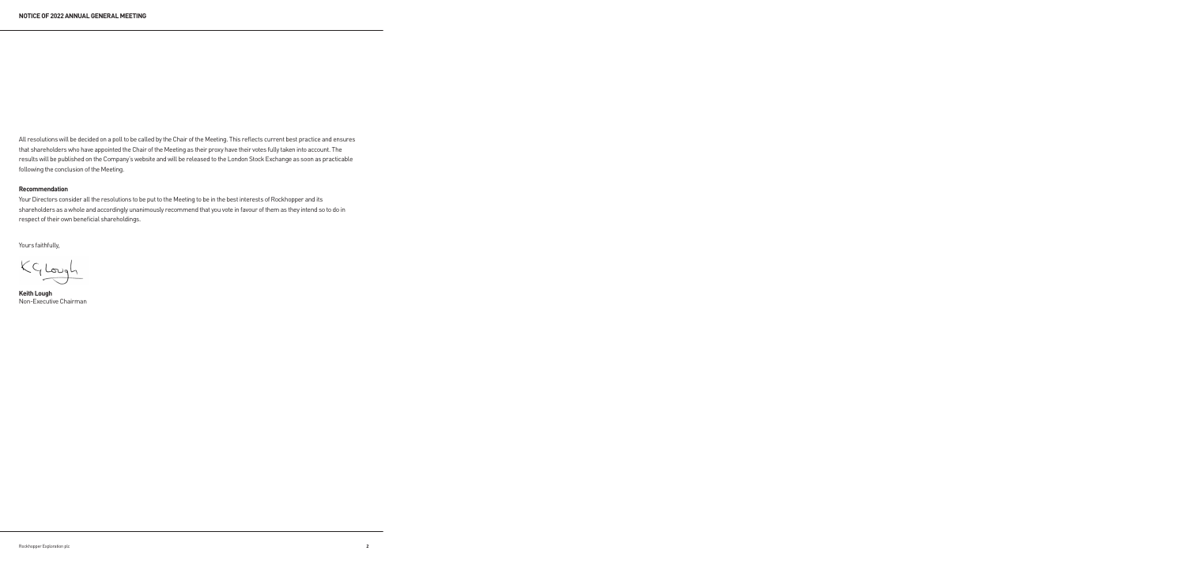All resolutions will be decided on a poll to be called by the Chair of the Meeting. This reflects current best practice and ensures that shareholders who have appointed the Chair of the Meeting as their proxy have their votes fully taken into account. The results will be published on the Company's website and will be released to the London Stock Exchange as soon as practicable following the conclusion of the Meeting.

**Recommendation**

Your Directors consider all the resolutions to be put to the Meeting to be in the best interests of Rockhopper and its shareholders as a whole and accordingly unanimously recommend that you vote in favour of them as they intend so to do in respect of their own beneficial shareholdings.

Yours faithfully,

**Keith Lough**
Non-Executive Chairman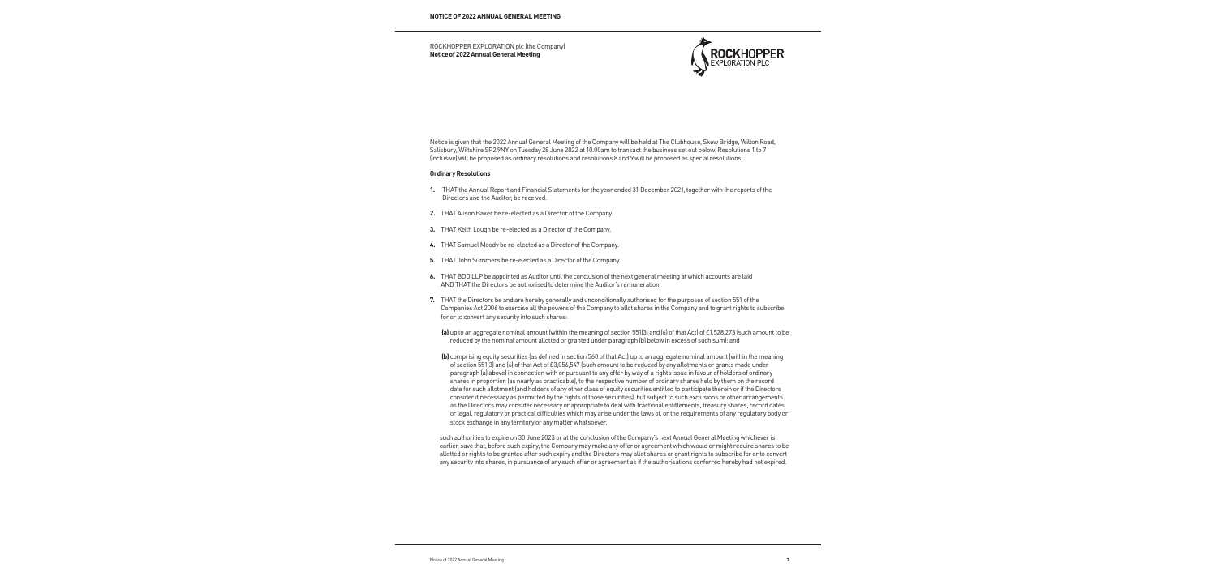ROCKHOPPER EXPLORATION plc (the Company)
**Notice of 2022 Annual General Meeting**

Notice is given that the 2022 Annual General Meeting of the Company will be held at The Clubhouse, Skew Bridge, Wilton Road, Salisbury, Wiltshire SP2 9NY on Tuesday 28 June 2022 at 10.00am to transact the business set out below. Resolutions 1 to 7 (inclusive) will be proposed as ordinary resolutions and resolutions 8 and 9 will be proposed as special resolutions.

**Ordinary Resolutions**

1. THAT the Annual Report and Financial Statements for the year ended 31 December 2021, together with the reports of the Directors and the Auditor, be received.

2. THAT Alison Baker be re-elected as a Director of the Company.

3. THAT Keith Lough be re-elected as a Director of the Company.

4. THAT Samuel Moody be re-elected as a Director of the Company.

5. THAT John Summers be re-elected as a Director of the Company.

6. THAT BDO LLP be appointed as Auditor until the conclusion of the next general meeting at which accounts are laid AND THAT the Directors be authorised to determine the Auditor's remuneration.

7. THAT the Directors be and are hereby generally and unconditionally authorised for the purposes of section 551 of the Companies Act 2006 to exercise all the powers of the Company to allot shares in the Company and to grant rights to subscribe for or to convert any security into such shares:

   **(a)** up to an aggregate nominal amount (within the meaning of section 551(3) and (6) of that Act) of £1,528,273 (such amount to be reduced by the nominal amount allotted or granted under paragraph (b) below in excess of such sum); and

   **(b)** comprising equity securities (as defined in section 560 of that Act) up to an aggregate nominal amount (within the meaning of section 551(3) and (6) of that Act of £3,056,547 (such amount to be reduced by any allotments or grants made under paragraph (a) above) in connection with or pursuant to any offer by way of a rights issue in favour of holders of ordinary shares in proportion (as nearly as practicable), to the respective number of ordinary shares held by them on the record date for such allotment (and holders of any other class of equity securities entitled to participate therein or if the Directors consider it necessary as permitted by the rights of those securities), but subject to such exclusions or other arrangements as the Directors may consider necessary or appropriate to deal with fractional entitlements, treasury shares, record dates or legal, regulatory or practical difficulties which may arise under the laws of, or the requirements of any regulatory body or stock exchange in any territory or any matter whatsoever,

   such authorities to expire on 30 June 2023 or at the conclusion of the Company's next Annual General Meeting whichever is earlier, save that, before such expiry, the Company may make any offer or agreement which would or might require shares to be allotted or rights to be granted after such expiry and the Directors may allot shares or grant rights to subscribe for or to convert any security into shares, in pursuance of any such offer or agreement as if the authorisations conferred hereby had not expired.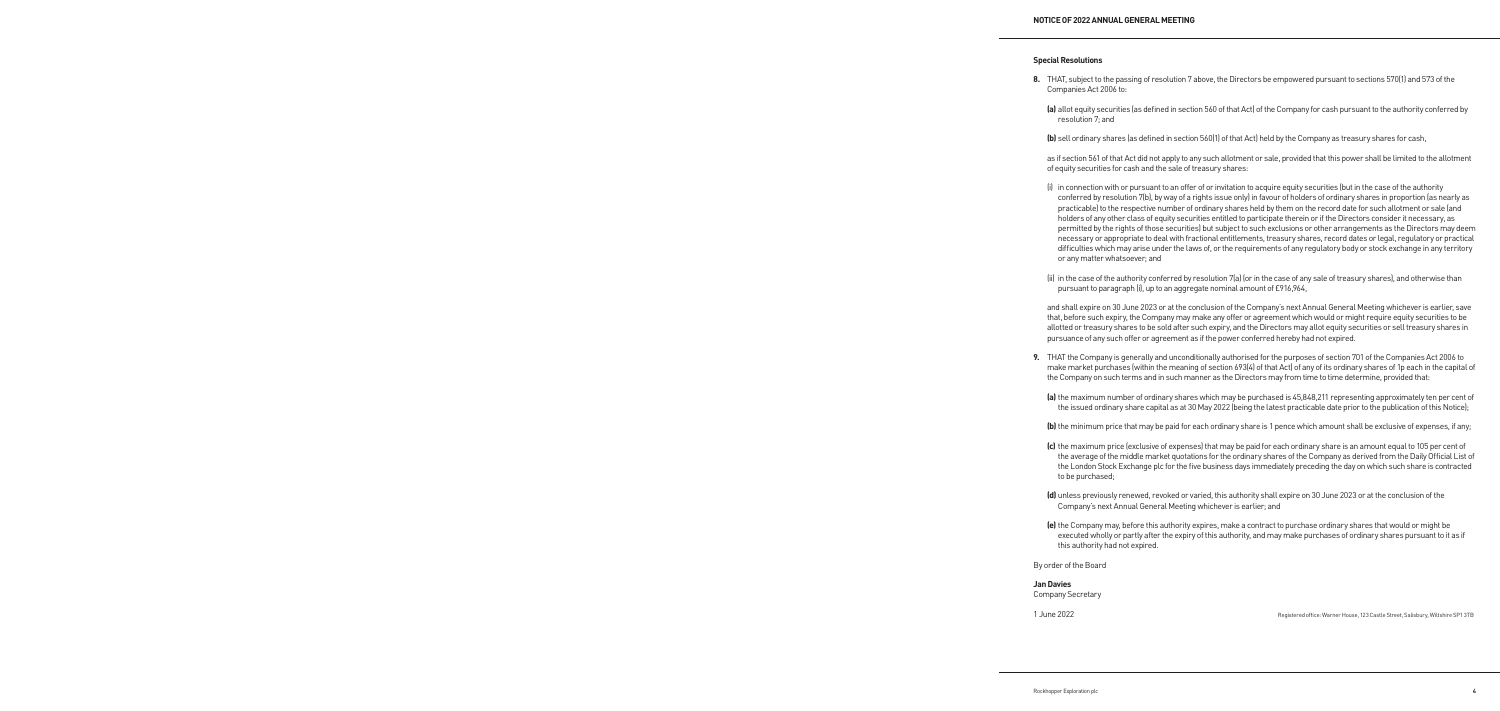## Special Resolutions

**8.** THAT, subject to the passing of resolution 7 above, the Directors be empowered pursuant to sections 570(1) and 573 of the Companies Act 2006 to:

**(a)** allot equity securities (as defined in section 560 of that Act) of the Company for cash pursuant to the authority conferred by resolution 7; and

**(b)** sell ordinary shares (as defined in section 560(1) of that Act) held by the Company as treasury shares for cash,

as if section 561 of that Act did not apply to any such allotment or sale, provided that this power shall be limited to the allotment of equity securities for cash and the sale of treasury shares:

(i) in connection with or pursuant to an offer of or invitation to acquire equity securities (but in the case of the authority conferred by resolution 7(b), by way of a rights issue only) in favour of holders of ordinary shares in proportion (as nearly as practicable) to the respective number of ordinary shares held by them on the record date for such allotment or sale (and holders of any other class of equity securities entitled to participate therein or if the Directors consider it necessary, as permitted by the rights of those securities) but subject to such exclusions or other arrangements as the Directors may deem necessary or appropriate to deal with fractional entitlements, treasury shares, record dates or legal, regulatory or practical difficulties which may arise under the laws of, or the requirements of any regulatory body or stock exchange in any territory or any matter whatsoever; and

(ii) in the case of the authority conferred by resolution 7(a) (or in the case of any sale of treasury shares), and otherwise than pursuant to paragraph (i), up to an aggregate nominal amount of £916,964,

and shall expire on 30 June 2023 or at the conclusion of the Company's next Annual General Meeting whichever is earlier, save that, before such expiry, the Company may make any offer or agreement which would or might require equity securities to be allotted or treasury shares to be sold after such expiry, and the Directors may allot equity securities or sell treasury shares in pursuance of any such offer or agreement as if the power conferred hereby had not expired.

**9.** THAT the Company is generally and unconditionally authorised for the purposes of section 701 of the Companies Act 2006 to make market purchases (within the meaning of section 693(4) of that Act) of any of its ordinary shares of 1p each in the capital of the Company on such terms and in such manner as the Directors may from time to time determine, provided that:

**(a)** the maximum number of ordinary shares which may be purchased is 45,848,211 representing approximately ten per cent of the issued ordinary share capital as at 30 May 2022 (being the latest practicable date prior to the publication of this Notice);

**(b)** the minimum price that may be paid for each ordinary share is 1 pence which amount shall be exclusive of expenses, if any;

**(c)** the maximum price (exclusive of expenses) that may be paid for each ordinary share is an amount equal to 105 per cent of the average of the middle market quotations for the ordinary shares of the Company as derived from the Daily Official List of the London Stock Exchange plc for the five business days immediately preceding the day on which such share is contracted to be purchased;

**(d)** unless previously renewed, revoked or varied, this authority shall expire on 30 June 2023 or at the conclusion of the Company's next Annual General Meeting whichever is earlier; and

**(e)** the Company may, before this authority expires, make a contract to purchase ordinary shares that would or might be executed wholly or partly after the expiry of this authority, and may make purchases of ordinary shares pursuant to it as if this authority had not expired.

By order of the Board

**Jan Davies**
Company Secretary

1 June 2022

Registered office: Warner House, 123 Castle Street, Salisbury, Wiltshire SP1 3TB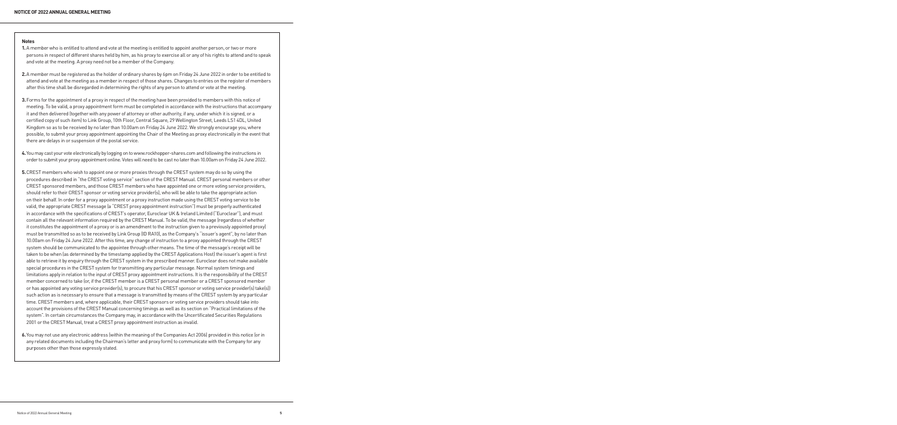## Notes

**1.** A member who is entitled to attend and vote at the meeting is entitled to appoint another person, or two or more persons in respect of different shares held by him, as his proxy to exercise all or any of his rights to attend and to speak and vote at the meeting. A proxy need not be a member of the Company.

**2.** A member must be registered as the holder of ordinary shares by 6pm on Friday 24 June 2022 in order to be entitled to attend and vote at the meeting as a member in respect of those shares. Changes to entries on the register of members after this time shall be disregarded in determining the rights of any person to attend or vote at the meeting.

**3.** Forms for the appointment of a proxy in respect of the meeting have been provided to members with this notice of meeting. To be valid, a proxy appointment form must be completed in accordance with the instructions that accompany it and then delivered (together with any power of attorney or other authority, if any, under which it is signed, or a certified copy of such item) to Link Group, 10th Floor, Central Square, 29 Wellington Street, Leeds LS1 4DL, United Kingdom so as to be received by no later than 10.00am on Friday 24 June 2022. We strongly encourage you, where possible, to submit your proxy appointment appointing the Chair of the Meeting as proxy electronically in the event that there are delays in or suspension of the postal service.

**4.** You may cast your vote electronically by logging on to www.rockhopper-shares.com and following the instructions in order to submit your proxy appointment online. Votes will need to be cast no later than 10.00am on Friday 24 June 2022.

**5.** CREST members who wish to appoint one or more proxies through the CREST system may do so by using the procedures described in "the CREST voting service" section of the CREST Manual. CREST personal members or other CREST sponsored members, and those CREST members who have appointed one or more voting service providers, should refer to their CREST sponsor or voting service provider(s), who will be able to take the appropriate action on their behalf. In order for a proxy appointment or a proxy instruction made using the CREST voting service to be valid, the appropriate CREST message (a "CREST proxy appointment instruction") must be properly authenticated in accordance with the specifications of CREST's operator, Euroclear UK & Ireland Limited ("Euroclear"), and must contain all the relevant information required by the CREST Manual. To be valid, the message (regardless of whether it constitutes the appointment of a proxy or is an amendment to the instruction given to a previously appointed proxy) must be transmitted so as to be received by Link Group (ID RA10), as the Company's "issuer's agent", by no later than 10.00am on Friday 24 June 2022. After this time, any change of instruction to a proxy appointed through the CREST system should be communicated to the appointee through other means. The time of the message's receipt will be taken to be when (as determined by the timestamp applied by the CREST Applications Host) the issuer's agent is first able to retrieve it by enquiry through the CREST system in the prescribed manner. Euroclear does not make available special procedures in the CREST system for transmitting any particular message. Normal system timings and limitations apply in relation to the input of CREST proxy appointment instructions. It is the responsibility of the CREST member concerned to take (or, if the CREST member is a CREST personal member or a CREST sponsored member or has appointed any voting service provider(s), to procure that his CREST sponsor or voting service provider(s) take(s)) such action as is necessary to ensure that a message is transmitted by means of the CREST system by any particular time. CREST members and, where applicable, their CREST sponsors or voting service providers should take into account the provisions of the CREST Manual concerning timings as well as its section on "Practical limitations of the system". In certain circumstances the Company may, in accordance with the Uncertificated Securities Regulations 2001 or the CREST Manual, treat a CREST proxy appointment instruction as invalid.

**6.** You may not use any electronic address (within the meaning of the Companies Act 2006) provided in this notice (or in any related documents including the Chairman's letter and proxy form) to communicate with the Company for any purposes other than those expressly stated.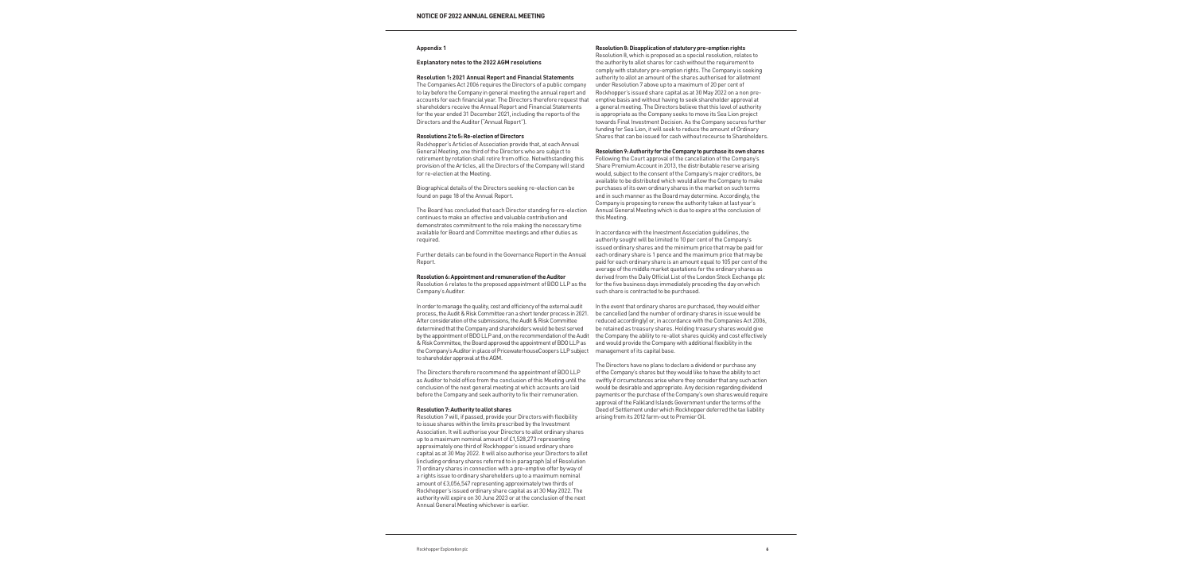## Appendix 1

### Explanatory notes to the 2022 AGM resolutions

**Resolution 1: 2021 Annual Report and Financial Statements**

The Companies Act 2006 requires the Directors of a public company to lay before the Company in general meeting the annual report and accounts for each financial year. The Directors therefore request that shareholders receive the Annual Report and Financial Statements for the year ended 31 December 2021, including the reports of the Directors and the Auditor ("Annual Report").

**Resolutions 2 to 5: Re-election of Directors**

Rockhopper's Articles of Association provide that, at each Annual General Meeting, one third of the Directors who are subject to retirement by rotation shall retire from office. Notwithstanding this provision of the Articles, all the Directors of the Company will stand for re-election at the Meeting.

Biographical details of the Directors seeking re-election can be found on page 18 of the Annual Report.

The Board has concluded that each Director standing for re-election continues to make an effective and valuable contribution and demonstrates commitment to the role making the necessary time available for Board and Committee meetings and other duties as required.

Further details can be found in the Governance Report in the Annual Report.

**Resolution 6: Appointment and remuneration of the Auditor**

Resolution 6 relates to the proposed appointment of BDO LLP as the Company's Auditor.

In order to manage the quality, cost and efficiency of the external audit process, the Audit & Risk Committee ran a short tender process in 2021. After consideration of the submissions, the Audit & Risk Committee determined that the Company and shareholders would be best served by the appointment of BDO LLP and, on the recommendation of the Audit & Risk Committee, the Board approved the appointment of BDO LLP as the Company's Auditor in place of PricewaterhouseCoopers LLP subject to shareholder approval at the AGM.

The Directors therefore recommend the appointment of BDO LLP as Auditor to hold office from the conclusion of this Meeting until the conclusion of the next general meeting at which accounts are laid before the Company and seek authority to fix their remuneration.

**Resolution 7: Authority to allot shares**

Resolution 7 will, if passed, provide your Directors with flexibility to issue shares within the limits prescribed by the Investment Association. It will authorise your Directors to allot ordinary shares up to a maximum nominal amount of £1,528,273 representing approximately one third of Rockhopper's issued ordinary share capital as at 30 May 2022. It will also authorise your Directors to allot (including ordinary shares referred to in paragraph (a) of Resolution 7) ordinary shares in connection with a pre-emptive offer by way of a rights issue to ordinary shareholders up to a maximum nominal amount of £3,056,547 representing approximately two thirds of Rockhopper's issued ordinary share capital as at 30 May 2022. The authority will expire on 30 June 2023 or at the conclusion of the next Annual General Meeting whichever is earlier.

**Resolution 8: Disapplication of statutory pre-emption rights**

Resolution 8, which is proposed as a special resolution, relates to the authority to allot shares for cash without the requirement to comply with statutory pre-emption rights. The Company is seeking authority to allot an amount of the shares authorised for allotment under Resolution 7 above up to a maximum of 20 per cent of Rockhopper's issued share capital as at 30 May 2022 on a non pre-emptive basis and without having to seek shareholder approval at a general meeting. The Directors believe that this level of authority is appropriate as the Company seeks to move its Sea Lion project towards Final Investment Decision. As the Company secures further funding for Sea Lion, it will seek to reduce the amount of Ordinary Shares that can be issued for cash without recourse to Shareholders.

**Resolution 9: Authority for the Company to purchase its own shares**

Following the Court approval of the cancellation of the Company's Share Premium Account in 2013, the distributable reserve arising would, subject to the consent of the Company's major creditors, be available to be distributed which would allow the Company to make purchases of its own ordinary shares in the market on such terms and in such manner as the Board may determine. Accordingly, the Company is proposing to renew the authority taken at last year's Annual General Meeting which is due to expire at the conclusion of this Meeting.

In accordance with the Investment Association guidelines, the authority sought will be limited to 10 per cent of the Company's issued ordinary shares and the minimum price that may be paid for each ordinary share is 1 pence and the maximum price that may be paid for each ordinary share is an amount equal to 105 per cent of the average of the middle market quotations for the ordinary shares as derived from the Daily Official List of the London Stock Exchange plc for the five business days immediately preceding the day on which such share is contracted to be purchased.

In the event that ordinary shares are purchased, they would either be cancelled (and the number of ordinary shares in issue would be reduced accordingly) or, in accordance with the Companies Act 2006, be retained as treasury shares. Holding treasury shares would give the Company the ability to re-allot shares quickly and cost effectively and would provide the Company with additional flexibility in the management of its capital base.

The Directors have no plans to declare a dividend or purchase any of the Company's shares but they would like to have the ability to act swiftly if circumstances arise where they consider that any such action would be desirable and appropriate. Any decision regarding dividend payments or the purchase of the Company's own shares would require approval of the Falkland Islands Government under the terms of the Deed of Settlement under which Rockhopper deferred the tax liability arising from its 2012 farm-out to Premier Oil.